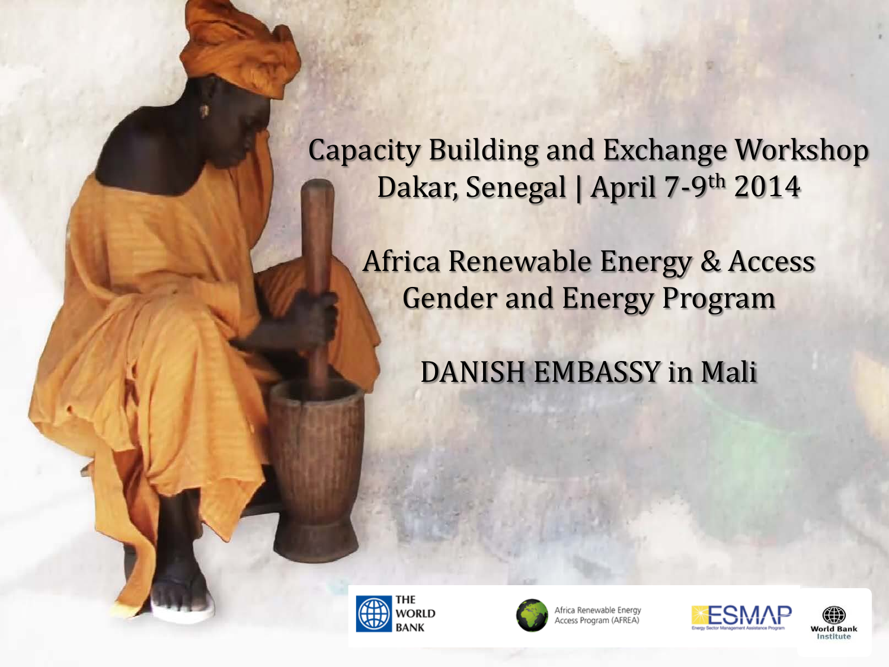# Capacity Building and Exchange Workshop

Dakar, Senegal | April 7-9th 2014

## Africa Renewable Energy & Access Gender and Energy Program

## DANISH EMBASSY in Mali

THE WORLD BANK

Africa Renewable Energy Access Program (AFREA)

ESMAP Energy Sector Management Assistance Program

World Bank Institute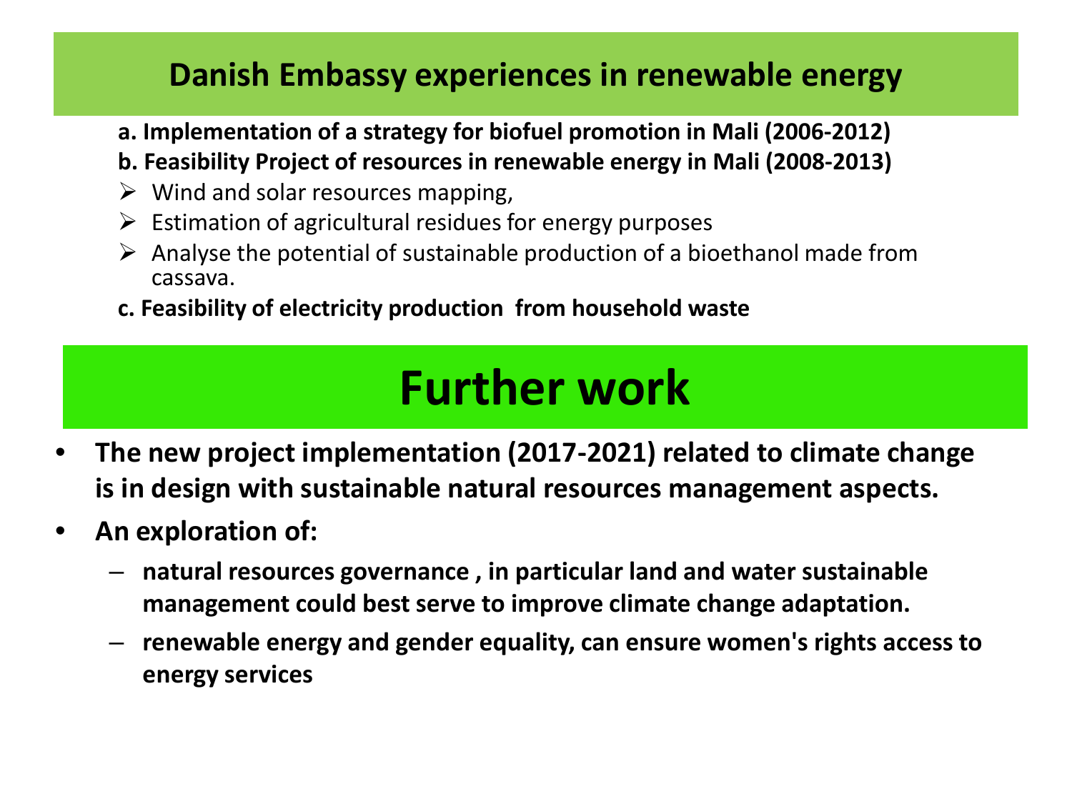## Danish Embassy experiences in renewable energy

**a. Implementation of a strategy for biofuel promotion in Mali (2006-2012)**

**b. Feasibility Project of resources in renewable energy in Mali (2008-2013)**

- Wind and solar resources mapping,
- Estimation of agricultural residues for energy purposes
- Analyse the potential of sustainable production of a bioethanol made from cassava.

**c. Feasibility of electricity production from household waste**

## Further work

- **The new project implementation (2017-2021) related to climate change is in design with sustainable natural resources management aspects.**
- **An exploration of:**
  - **natural resources governance , in particular land and water sustainable management could best serve to improve climate change adaptation.**
  - **renewable energy and gender equality, can ensure women's rights access to energy services**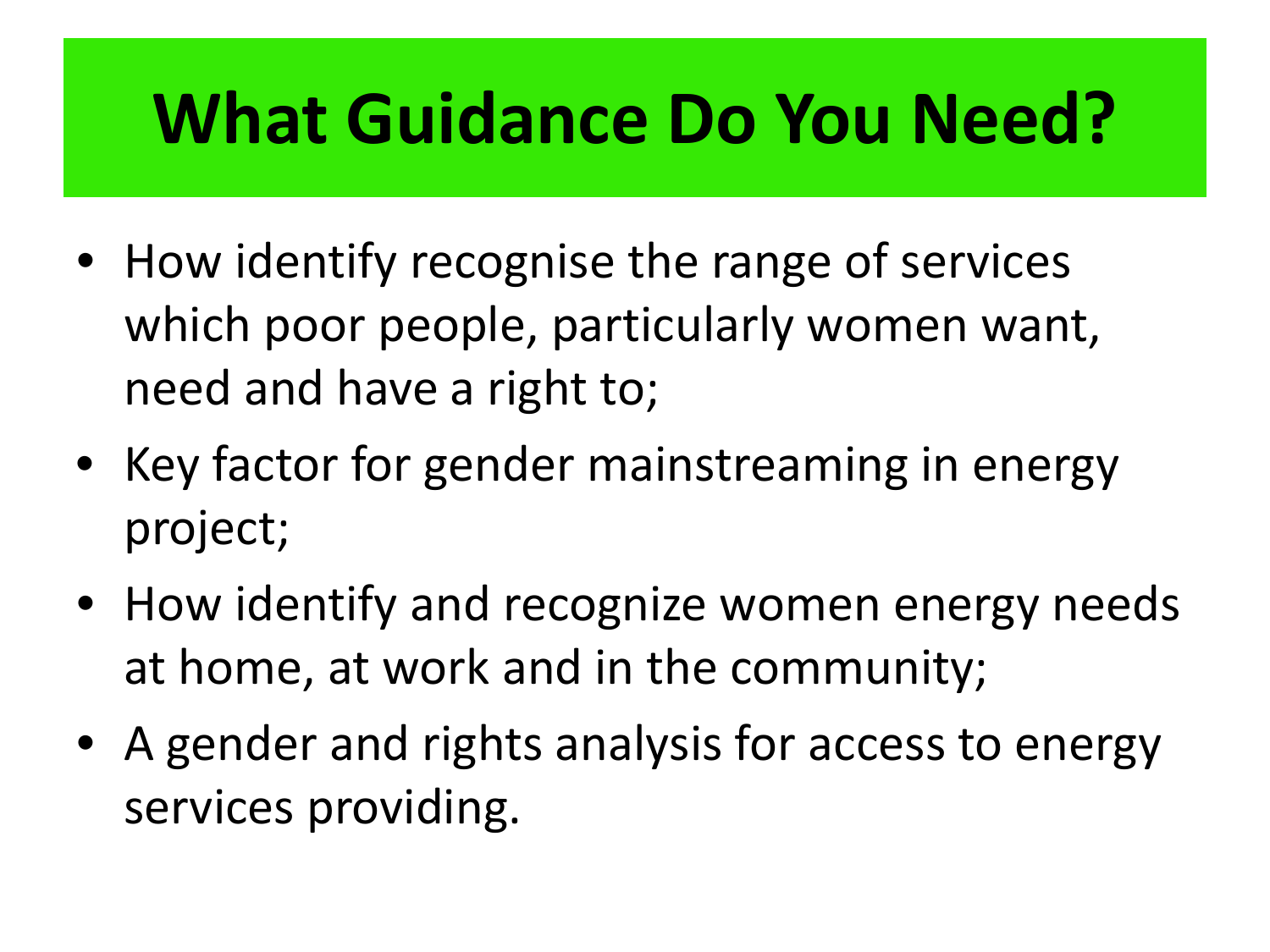# What Guidance Do You Need?

- How identify recognise the range of services which poor people, particularly women want, need and have a right to;
- Key factor for gender mainstreaming in energy project;
- How identify and recognize women energy needs at home, at work and in the community;
- A gender and rights analysis for access to energy services providing.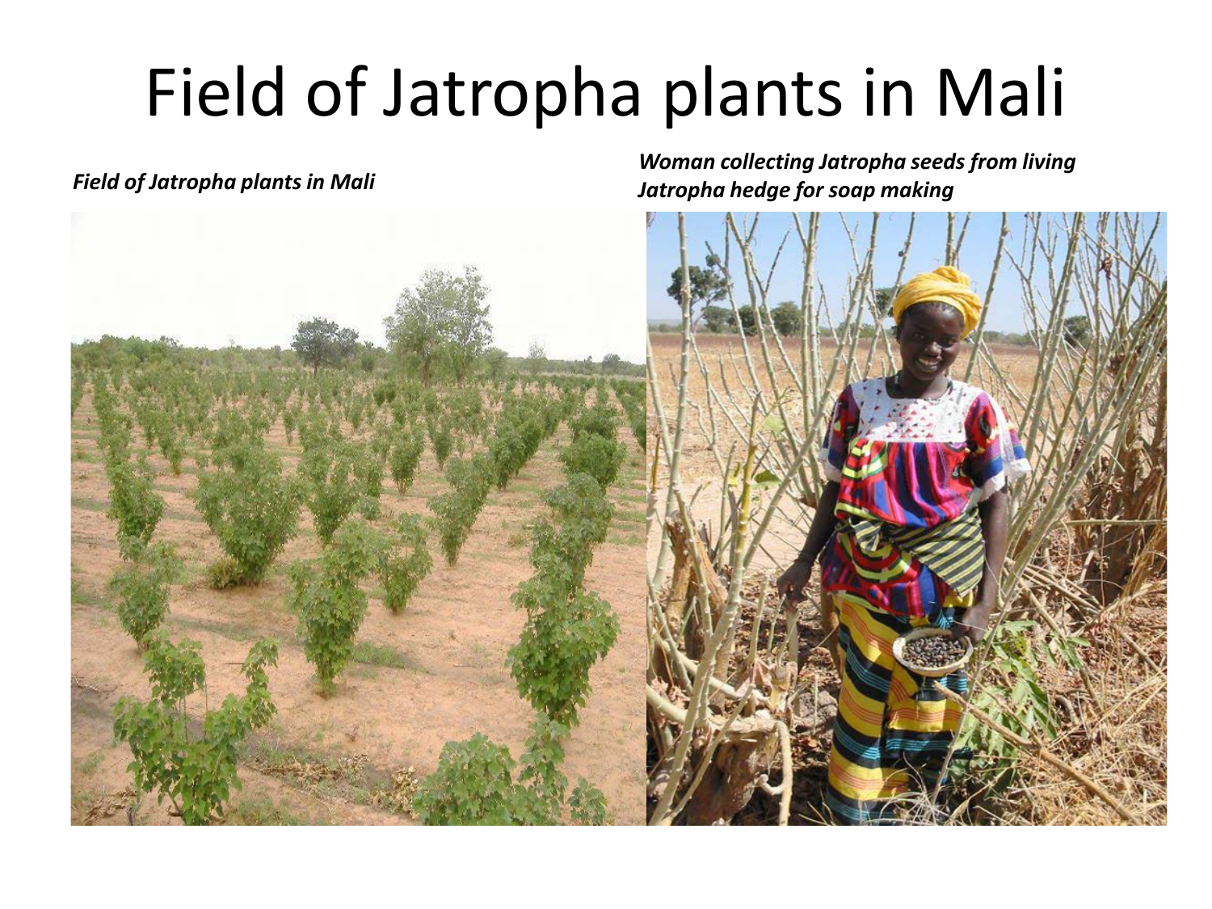# Field of Jatropha plants in Mali

***Field of Jatropha plants in Mali***

***Woman collecting Jatropha seeds from living Jatropha hedge for soap making***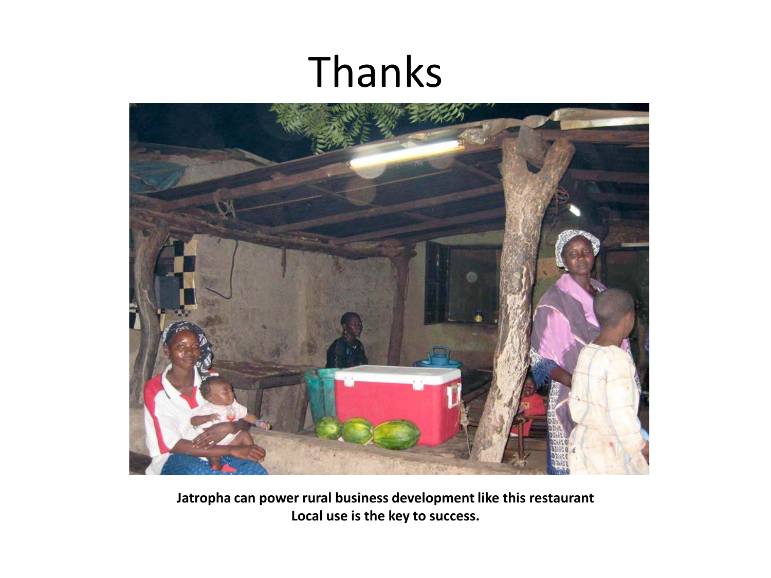# Thanks

**Jatropha can power rural business development like this restaurant**
**Local use is the key to success.**